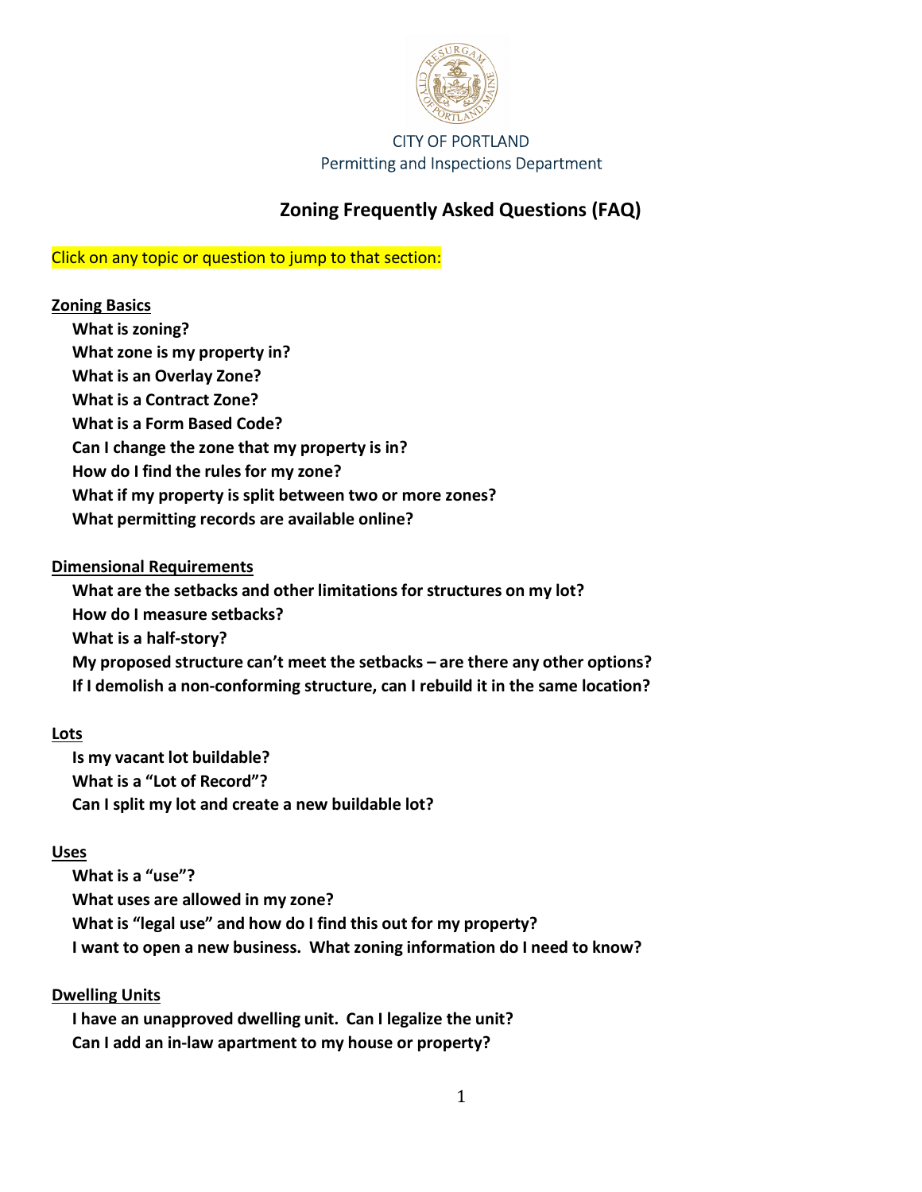CITY OF PORTLAND
Permitting and Inspections Department

# Zoning Frequently Asked Questions (FAQ)

Click on any topic or question to jump to that section:

**Zoning Basics**

- **What is zoning?**
- **What zone is my property in?**
- **What is an Overlay Zone?**
- **What is a Contract Zone?**
- **What is a Form Based Code?**
- **Can I change the zone that my property is in?**
- **How do I find the rules for my zone?**
- **What if my property is split between two or more zones?**
- **What permitting records are available online?**

**Dimensional Requirements**

- **What are the setbacks and other limitations for structures on my lot?**
- **How do I measure setbacks?**
- **What is a half-story?**
- **My proposed structure can't meet the setbacks – are there any other options?**
- **If I demolish a non-conforming structure, can I rebuild it in the same location?**

**Lots**

- **Is my vacant lot buildable?**
- **What is a "Lot of Record"?**
- **Can I split my lot and create a new buildable lot?**

**Uses**

- **What is a "use"?**
- **What uses are allowed in my zone?**
- **What is "legal use" and how do I find this out for my property?**
- **I want to open a new business. What zoning information do I need to know?**

**Dwelling Units**

- **I have an unapproved dwelling unit. Can I legalize the unit?**
- **Can I add an in-law apartment to my house or property?**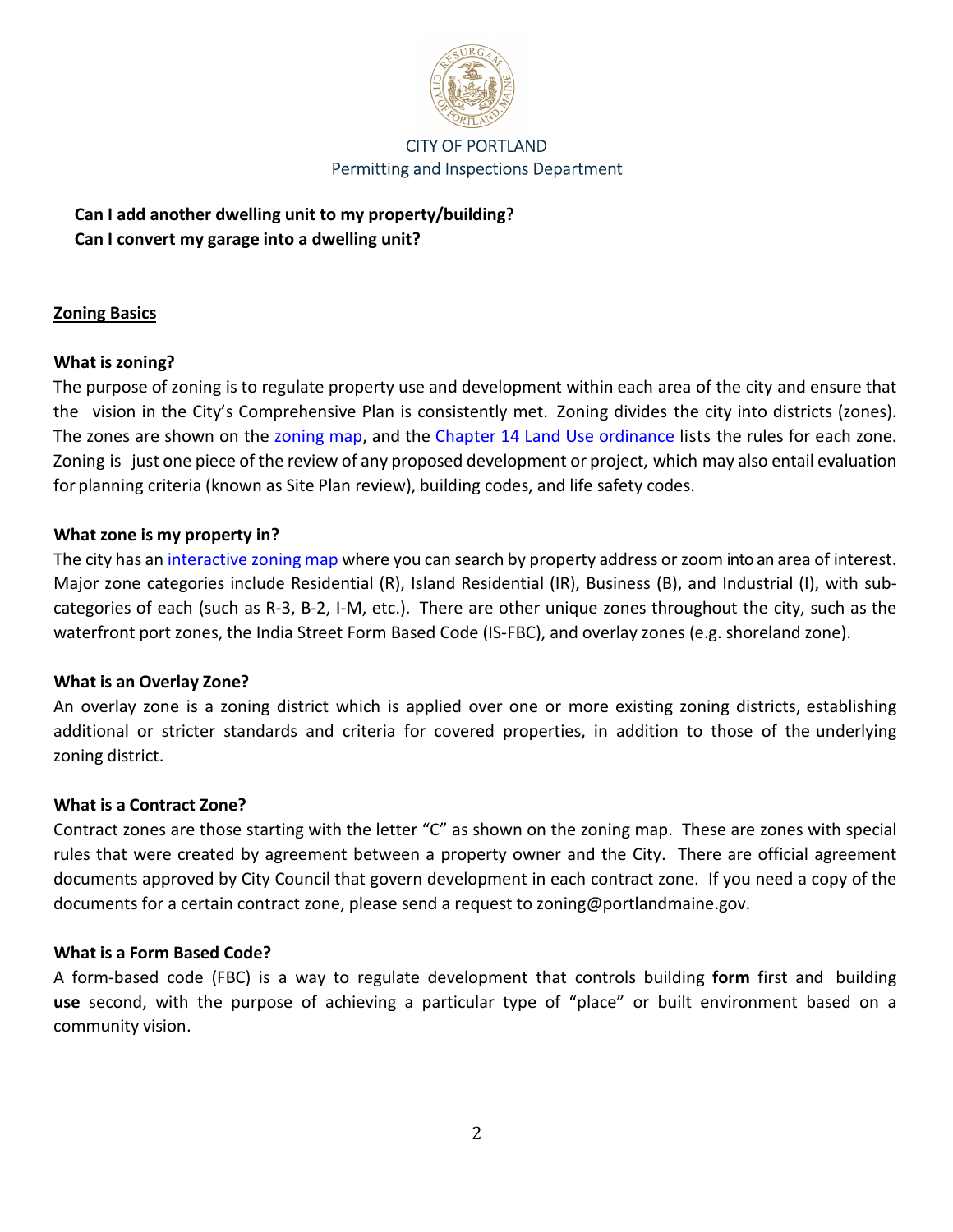CITY OF PORTLAND
Permitting and Inspections Department

**Can I add another dwelling unit to my property/building?**
**Can I convert my garage into a dwelling unit?**

## Zoning Basics

### What is zoning?

The purpose of zoning is to regulate property use and development within each area of the city and ensure that the vision in the City's Comprehensive Plan is consistently met. Zoning divides the city into districts (zones). The zones are shown on the zoning map, and the Chapter 14 Land Use ordinance lists the rules for each zone. Zoning is just one piece of the review of any proposed development or project, which may also entail evaluation for planning criteria (known as Site Plan review), building codes, and life safety codes.

### What zone is my property in?

The city has an interactive zoning map where you can search by property address or zoom into an area of interest. Major zone categories include Residential (R), Island Residential (IR), Business (B), and Industrial (I), with sub-categories of each (such as R-3, B-2, I-M, etc.). There are other unique zones throughout the city, such as the waterfront port zones, the India Street Form Based Code (IS-FBC), and overlay zones (e.g. shoreland zone).

### What is an Overlay Zone?

An overlay zone is a zoning district which is applied over one or more existing zoning districts, establishing additional or stricter standards and criteria for covered properties, in addition to those of the underlying zoning district.

### What is a Contract Zone?

Contract zones are those starting with the letter "C" as shown on the zoning map. These are zones with special rules that were created by agreement between a property owner and the City. There are official agreement documents approved by City Council that govern development in each contract zone. If you need a copy of the documents for a certain contract zone, please send a request to zoning@portlandmaine.gov.

### What is a Form Based Code?

A form-based code (FBC) is a way to regulate development that controls building **form** first and building **use** second, with the purpose of achieving a particular type of "place" or built environment based on a community vision.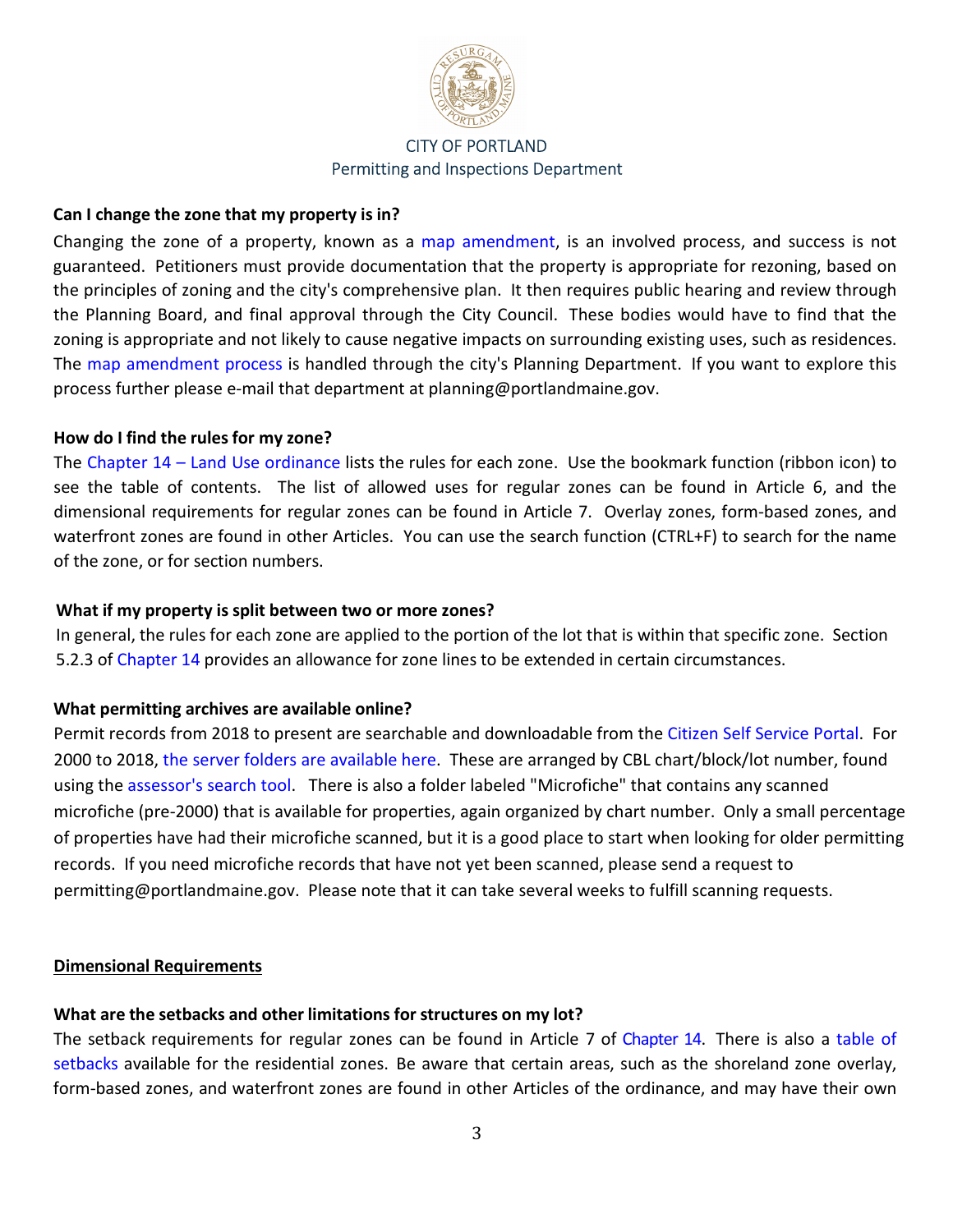CITY OF PORTLAND
Permitting and Inspections Department

**Can I change the zone that my property is in?**

Changing the zone of a property, known as a map amendment, is an involved process, and success is not guaranteed. Petitioners must provide documentation that the property is appropriate for rezoning, based on the principles of zoning and the city's comprehensive plan. It then requires public hearing and review through the Planning Board, and final approval through the City Council. These bodies would have to find that the zoning is appropriate and not likely to cause negative impacts on surrounding existing uses, such as residences. The map amendment process is handled through the city's Planning Department. If you want to explore this process further please e-mail that department at planning@portlandmaine.gov.

**How do I find the rules for my zone?**

The Chapter 14 – Land Use ordinance lists the rules for each zone. Use the bookmark function (ribbon icon) to see the table of contents. The list of allowed uses for regular zones can be found in Article 6, and the dimensional requirements for regular zones can be found in Article 7. Overlay zones, form-based zones, and waterfront zones are found in other Articles. You can use the search function (CTRL+F) to search for the name of the zone, or for section numbers.

**What if my property is split between two or more zones?**

In general, the rules for each zone are applied to the portion of the lot that is within that specific zone. Section 5.2.3 of Chapter 14 provides an allowance for zone lines to be extended in certain circumstances.

**What permitting archives are available online?**

Permit records from 2018 to present are searchable and downloadable from the Citizen Self Service Portal. For 2000 to 2018, the server folders are available here. These are arranged by CBL chart/block/lot number, found using the assessor's search tool. There is also a folder labeled "Microfiche" that contains any scanned microfiche (pre-2000) that is available for properties, again organized by chart number. Only a small percentage of properties have had their microfiche scanned, but it is a good place to start when looking for older permitting records. If you need microfiche records that have not yet been scanned, please send a request to permitting@portlandmaine.gov. Please note that it can take several weeks to fulfill scanning requests.

## Dimensional Requirements

**What are the setbacks and other limitations for structures on my lot?**

The setback requirements for regular zones can be found in Article 7 of Chapter 14. There is also a table of setbacks available for the residential zones. Be aware that certain areas, such as the shoreland zone overlay, form-based zones, and waterfront zones are found in other Articles of the ordinance, and may have their own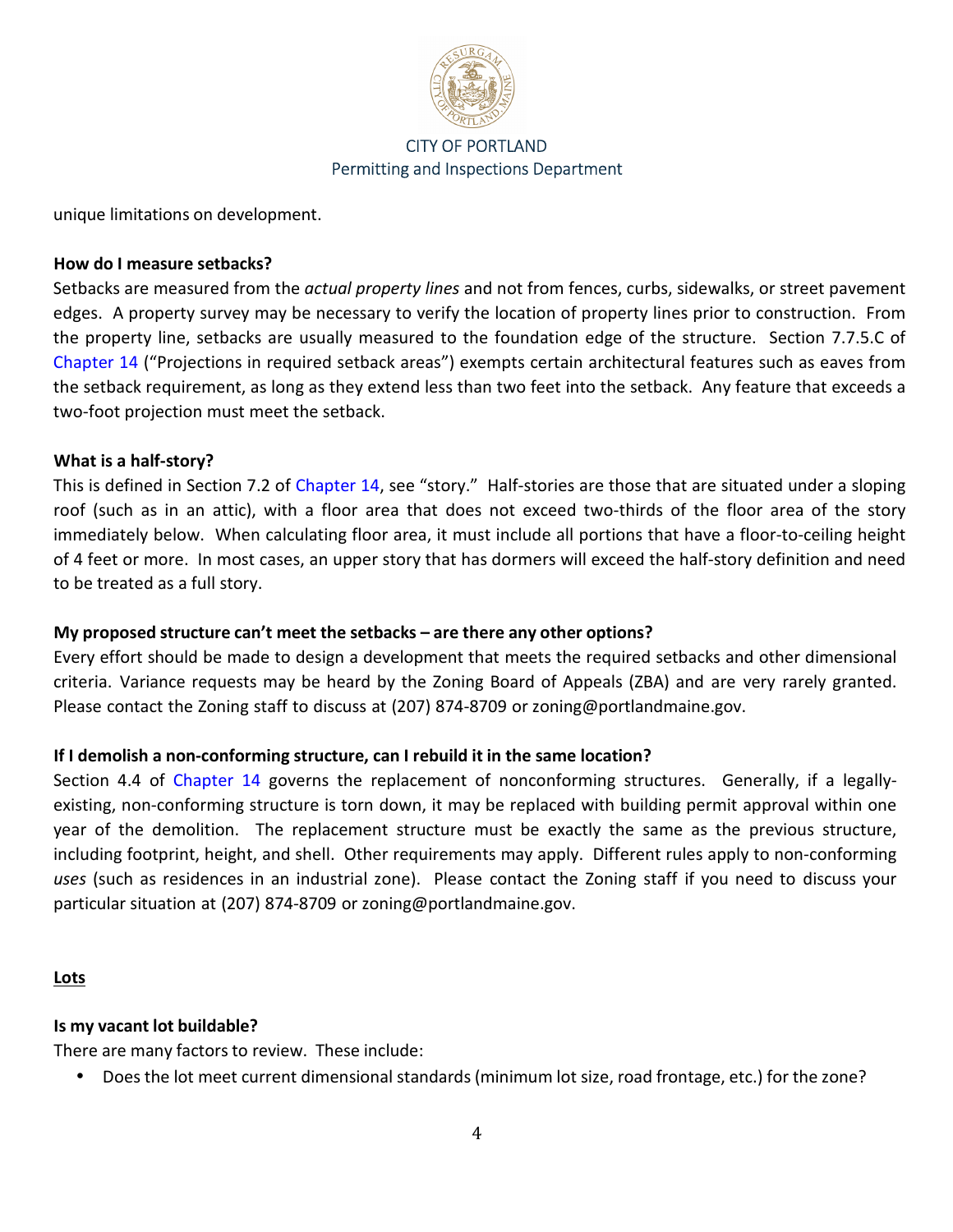unique limitations on development.

**How do I measure setbacks?**

Setbacks are measured from the *actual property lines* and not from fences, curbs, sidewalks, or street pavement edges. A property survey may be necessary to verify the location of property lines prior to construction. From the property line, setbacks are usually measured to the foundation edge of the structure. Section 7.7.5.C of Chapter 14 ("Projections in required setback areas") exempts certain architectural features such as eaves from the setback requirement, as long as they extend less than two feet into the setback. Any feature that exceeds a two-foot projection must meet the setback.

**What is a half-story?**

This is defined in Section 7.2 of Chapter 14, see "story." Half-stories are those that are situated under a sloping roof (such as in an attic), with a floor area that does not exceed two-thirds of the floor area of the story immediately below. When calculating floor area, it must include all portions that have a floor-to-ceiling height of 4 feet or more. In most cases, an upper story that has dormers will exceed the half-story definition and need to be treated as a full story.

**My proposed structure can't meet the setbacks – are there any other options?**

Every effort should be made to design a development that meets the required setbacks and other dimensional criteria. Variance requests may be heard by the Zoning Board of Appeals (ZBA) and are very rarely granted. Please contact the Zoning staff to discuss at (207) 874-8709 or zoning@portlandmaine.gov.

**If I demolish a non-conforming structure, can I rebuild it in the same location?**

Section 4.4 of Chapter 14 governs the replacement of nonconforming structures. Generally, if a legally-existing, non-conforming structure is torn down, it may be replaced with building permit approval within one year of the demolition. The replacement structure must be exactly the same as the previous structure, including footprint, height, and shell. Other requirements may apply. Different rules apply to non-conforming *uses* (such as residences in an industrial zone). Please contact the Zoning staff if you need to discuss your particular situation at (207) 874-8709 or zoning@portlandmaine.gov.

## Lots

**Is my vacant lot buildable?**

There are many factors to review. These include:

- Does the lot meet current dimensional standards (minimum lot size, road frontage, etc.) for the zone?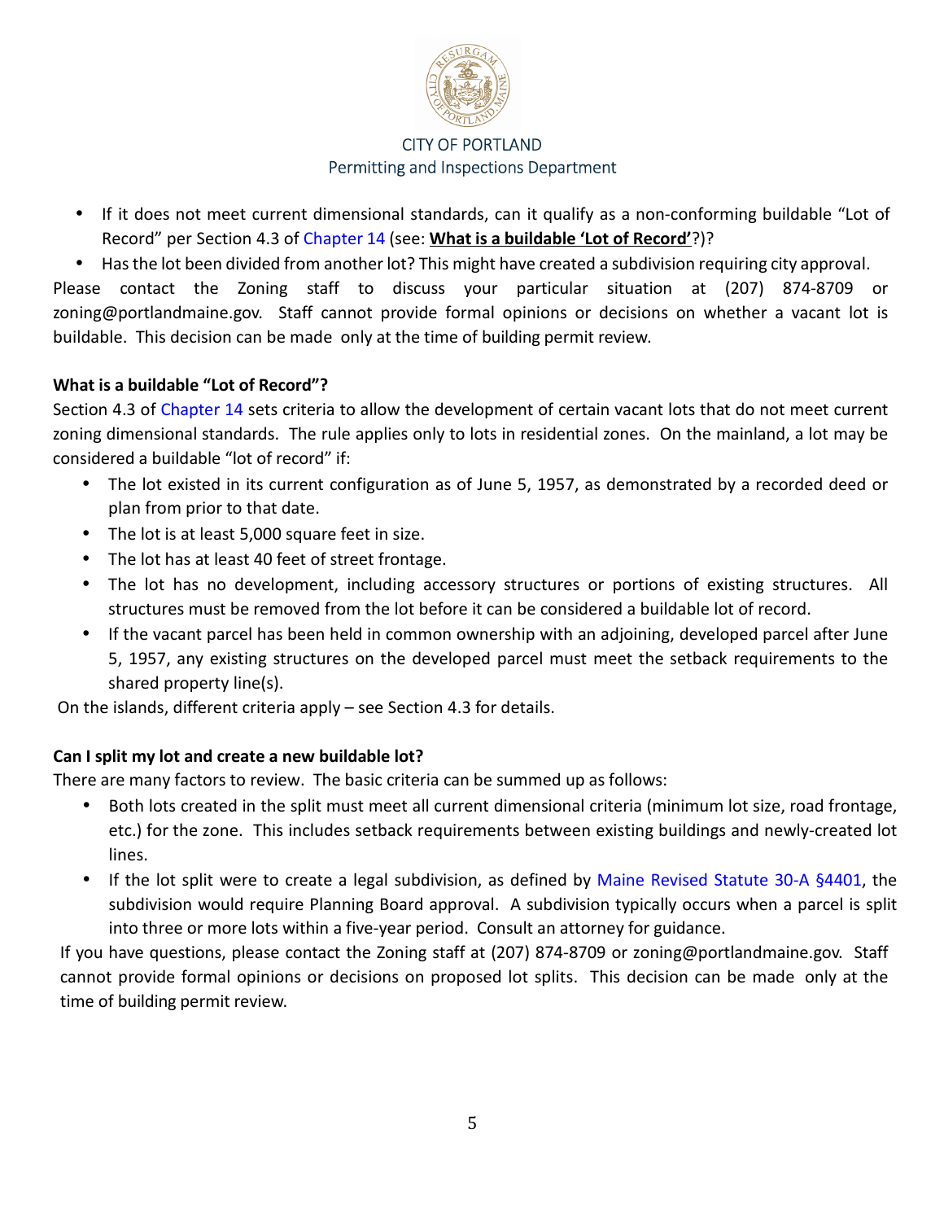- If it does not meet current dimensional standards, can it qualify as a non-conforming buildable "Lot of Record" per Section 4.3 of Chapter 14 (see: **What is a buildable 'Lot of Record'**?)?
- Has the lot been divided from another lot? This might have created a subdivision requiring city approval.

Please contact the Zoning staff to discuss your particular situation at (207) 874-8709 or zoning@portlandmaine.gov. Staff cannot provide formal opinions or decisions on whether a vacant lot is buildable. This decision can be made only at the time of building permit review.

**What is a buildable "Lot of Record"?**

Section 4.3 of Chapter 14 sets criteria to allow the development of certain vacant lots that do not meet current zoning dimensional standards. The rule applies only to lots in residential zones. On the mainland, a lot may be considered a buildable "lot of record" if:

- The lot existed in its current configuration as of June 5, 1957, as demonstrated by a recorded deed or plan from prior to that date.
- The lot is at least 5,000 square feet in size.
- The lot has at least 40 feet of street frontage.
- The lot has no development, including accessory structures or portions of existing structures. All structures must be removed from the lot before it can be considered a buildable lot of record.
- If the vacant parcel has been held in common ownership with an adjoining, developed parcel after June 5, 1957, any existing structures on the developed parcel must meet the setback requirements to the shared property line(s).

On the islands, different criteria apply – see Section 4.3 for details.

**Can I split my lot and create a new buildable lot?**

There are many factors to review. The basic criteria can be summed up as follows:

- Both lots created in the split must meet all current dimensional criteria (minimum lot size, road frontage, etc.) for the zone. This includes setback requirements between existing buildings and newly-created lot lines.
- If the lot split were to create a legal subdivision, as defined by Maine Revised Statute 30-A §4401, the subdivision would require Planning Board approval. A subdivision typically occurs when a parcel is split into three or more lots within a five-year period. Consult an attorney for guidance.

If you have questions, please contact the Zoning staff at (207) 874-8709 or zoning@portlandmaine.gov. Staff cannot provide formal opinions or decisions on proposed lot splits. This decision can be made only at the time of building permit review.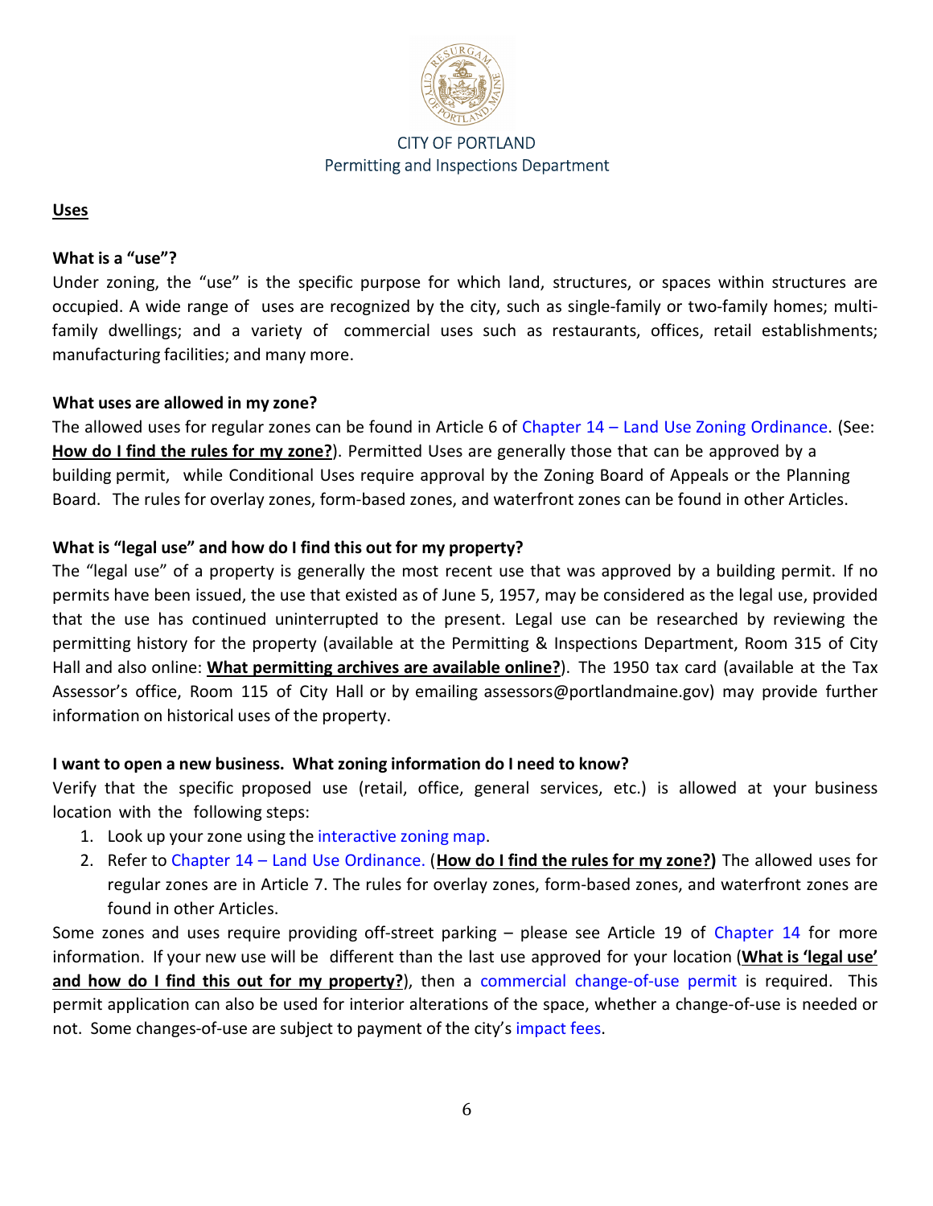CITY OF PORTLAND
Permitting and Inspections Department

## Uses

### What is a "use"?

Under zoning, the "use" is the specific purpose for which land, structures, or spaces within structures are occupied. A wide range of uses are recognized by the city, such as single-family or two-family homes; multi-family dwellings; and a variety of commercial uses such as restaurants, offices, retail establishments; manufacturing facilities; and many more.

### What uses are allowed in my zone?

The allowed uses for regular zones can be found in Article 6 of Chapter 14 – Land Use Zoning Ordinance. (See: **How do I find the rules for my zone?**). Permitted Uses are generally those that can be approved by a building permit, while Conditional Uses require approval by the Zoning Board of Appeals or the Planning Board. The rules for overlay zones, form-based zones, and waterfront zones can be found in other Articles.

### What is "legal use" and how do I find this out for my property?

The "legal use" of a property is generally the most recent use that was approved by a building permit. If no permits have been issued, the use that existed as of June 5, 1957, may be considered as the legal use, provided that the use has continued uninterrupted to the present. Legal use can be researched by reviewing the permitting history for the property (available at the Permitting & Inspections Department, Room 315 of City Hall and also online: **What permitting archives are available online?**). The 1950 tax card (available at the Tax Assessor's office, Room 115 of City Hall or by emailing assessors@portlandmaine.gov) may provide further information on historical uses of the property.

### I want to open a new business. What zoning information do I need to know?

Verify that the specific proposed use (retail, office, general services, etc.) is allowed at your business location with the following steps:

1. Look up your zone using the interactive zoning map.
2. Refer to Chapter 14 – Land Use Ordinance. (**How do I find the rules for my zone?)** The allowed uses for regular zones are in Article 7. The rules for overlay zones, form-based zones, and waterfront zones are found in other Articles.

Some zones and uses require providing off-street parking – please see Article 19 of Chapter 14 for more information. If your new use will be different than the last use approved for your location (**What is 'legal use' and how do I find this out for my property?**), then a commercial change-of-use permit is required. This permit application can also be used for interior alterations of the space, whether a change-of-use is needed or not. Some changes-of-use are subject to payment of the city's impact fees.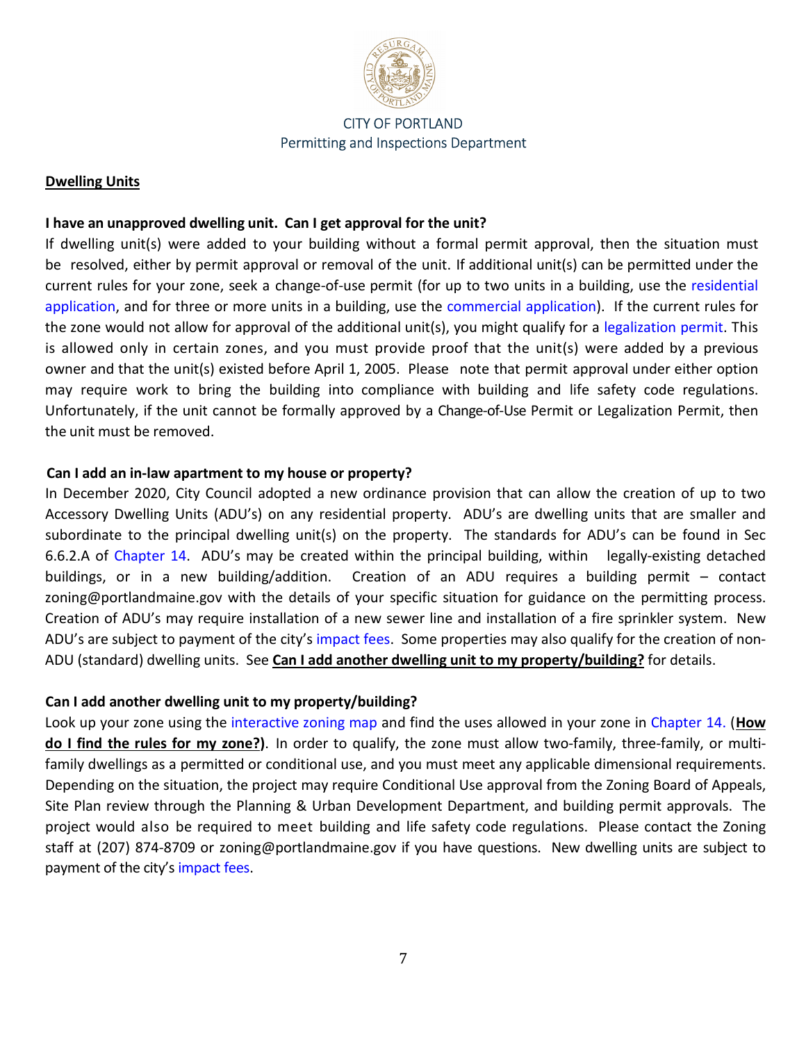CITY OF PORTLAND
Permitting and Inspections Department

## Dwelling Units

### I have an unapproved dwelling unit. Can I get approval for the unit?

If dwelling unit(s) were added to your building without a formal permit approval, then the situation must be resolved, either by permit approval or removal of the unit. If additional unit(s) can be permitted under the current rules for your zone, seek a change-of-use permit (for up to two units in a building, use the residential application, and for three or more units in a building, use the commercial application). If the current rules for the zone would not allow for approval of the additional unit(s), you might qualify for a legalization permit. This is allowed only in certain zones, and you must provide proof that the unit(s) were added by a previous owner and that the unit(s) existed before April 1, 2005. Please note that permit approval under either option may require work to bring the building into compliance with building and life safety code regulations. Unfortunately, if the unit cannot be formally approved by a Change-of-Use Permit or Legalization Permit, then the unit must be removed.

### Can I add an in-law apartment to my house or property?

In December 2020, City Council adopted a new ordinance provision that can allow the creation of up to two Accessory Dwelling Units (ADU's) on any residential property. ADU's are dwelling units that are smaller and subordinate to the principal dwelling unit(s) on the property. The standards for ADU's can be found in Sec 6.6.2.A of Chapter 14. ADU's may be created within the principal building, within legally-existing detached buildings, or in a new building/addition. Creation of an ADU requires a building permit – contact zoning@portlandmaine.gov with the details of your specific situation for guidance on the permitting process. Creation of ADU's may require installation of a new sewer line and installation of a fire sprinkler system. New ADU's are subject to payment of the city's impact fees. Some properties may also qualify for the creation of non-ADU (standard) dwelling units. See **Can I add another dwelling unit to my property/building?** for details.

### Can I add another dwelling unit to my property/building?

Look up your zone using the interactive zoning map and find the uses allowed in your zone in Chapter 14. (**How do I find the rules for my zone?)**. In order to qualify, the zone must allow two-family, three-family, or multi-family dwellings as a permitted or conditional use, and you must meet any applicable dimensional requirements. Depending on the situation, the project may require Conditional Use approval from the Zoning Board of Appeals, Site Plan review through the Planning & Urban Development Department, and building permit approvals. The project would also be required to meet building and life safety code regulations. Please contact the Zoning staff at (207) 874-8709 or zoning@portlandmaine.gov if you have questions. New dwelling units are subject to payment of the city's impact fees.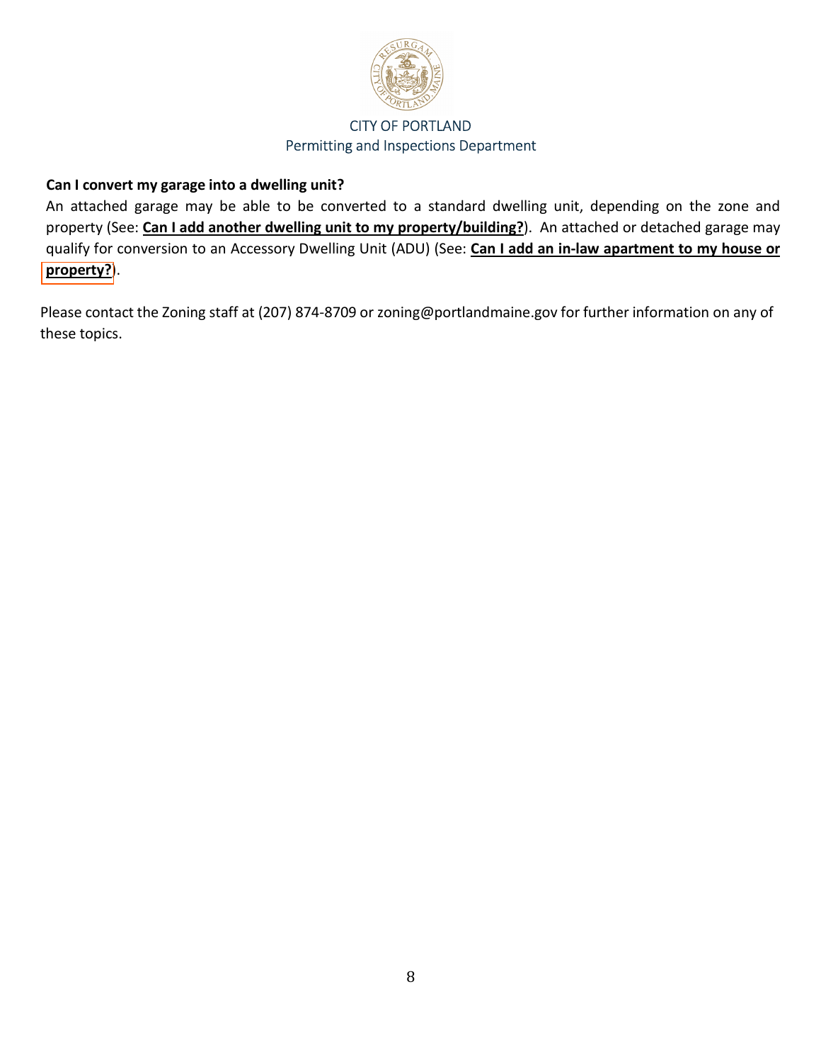**Can I convert my garage into a dwelling unit?**

An attached garage may be able to be converted to a standard dwelling unit, depending on the zone and property (See: **Can I add another dwelling unit to my property/building?**). An attached or detached garage may qualify for conversion to an Accessory Dwelling Unit (ADU) (See: **Can I add an in-law apartment to my house or property?**).

Please contact the Zoning staff at (207) 874-8709 or zoning@portlandmaine.gov for further information on any of these topics.